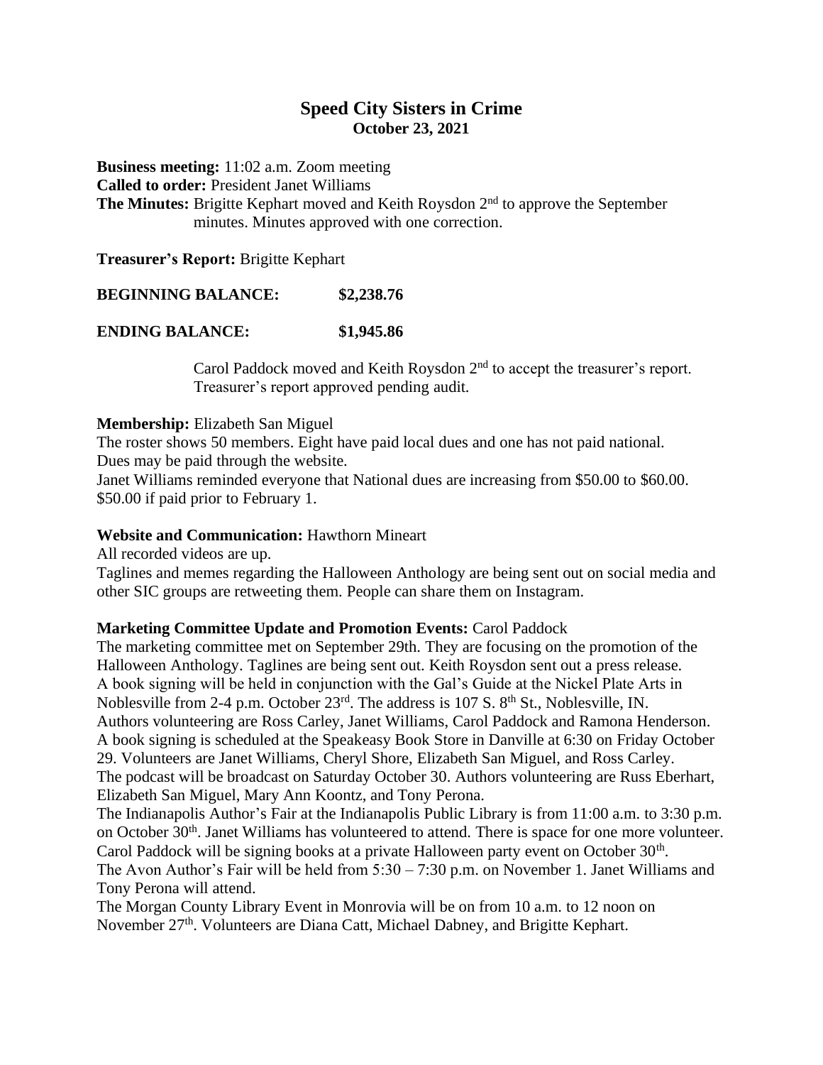# Speed City Sisters in Crime
## October 23, 2021

**Business meeting:** 11:02 a.m. Zoom meeting
**Called to order:** President Janet Williams
**The Minutes:** Brigitte Kephart moved and Keith Roysdon 2nd to approve the September minutes. Minutes approved with one correction.

**Treasurer's Report:** Brigitte Kephart

**BEGINNING BALANCE: $2,238.76**

**ENDING BALANCE: $1,945.86**

Carol Paddock moved and Keith Roysdon 2nd to accept the treasurer's report. Treasurer's report approved pending audit.

**Membership:** Elizabeth San Miguel
The roster shows 50 members. Eight have paid local dues and one has not paid national. Dues may be paid through the website.
Janet Williams reminded everyone that National dues are increasing from $50.00 to $60.00. $50.00 if paid prior to February 1.

**Website and Communication:** Hawthorn Mineart
All recorded videos are up.
Taglines and memes regarding the Halloween Anthology are being sent out on social media and other SIC groups are retweeting them. People can share them on Instagram.

**Marketing Committee Update and Promotion Events:** Carol Paddock
The marketing committee met on September 29th. They are focusing on the promotion of the Halloween Anthology. Taglines are being sent out. Keith Roysdon sent out a press release.
A book signing will be held in conjunction with the Gal's Guide at the Nickel Plate Arts in Noblesville from 2-4 p.m. October 23rd. The address is 107 S. 8th St., Noblesville, IN. Authors volunteering are Ross Carley, Janet Williams, Carol Paddock and Ramona Henderson.
A book signing is scheduled at the Speakeasy Book Store in Danville at 6:30 on Friday October 29. Volunteers are Janet Williams, Cheryl Shore, Elizabeth San Miguel, and Ross Carley.
The podcast will be broadcast on Saturday October 30. Authors volunteering are Russ Eberhart, Elizabeth San Miguel, Mary Ann Koontz, and Tony Perona.
The Indianapolis Author's Fair at the Indianapolis Public Library is from 11:00 a.m. to 3:30 p.m. on October 30th. Janet Williams has volunteered to attend. There is space for one more volunteer.
Carol Paddock will be signing books at a private Halloween party event on October 30th.
The Avon Author's Fair will be held from 5:30 – 7:30 p.m. on November 1. Janet Williams and Tony Perona will attend.
The Morgan County Library Event in Monrovia will be on from 10 a.m. to 12 noon on November 27th. Volunteers are Diana Catt, Michael Dabney, and Brigitte Kephart.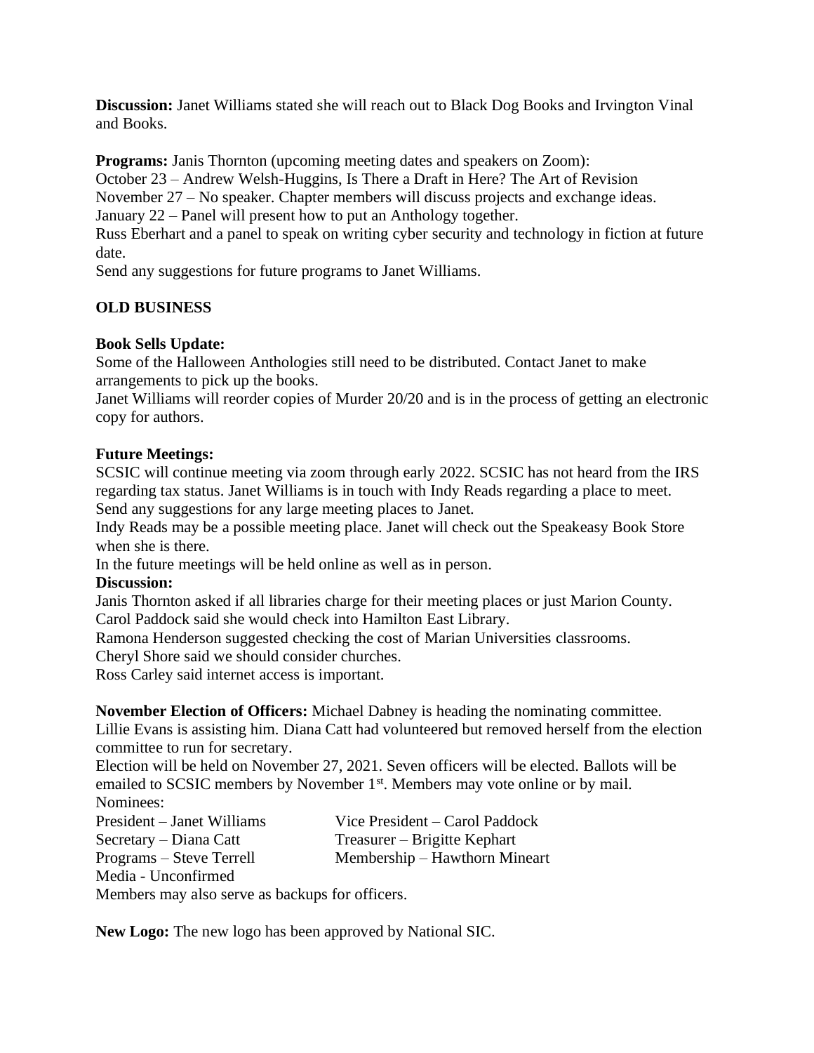**Discussion:** Janet Williams stated she will reach out to Black Dog Books and Irvington Vinal and Books.

**Programs:** Janis Thornton (upcoming meeting dates and speakers on Zoom):
October 23 – Andrew Welsh-Huggins, Is There a Draft in Here? The Art of Revision
November 27 – No speaker. Chapter members will discuss projects and exchange ideas.
January 22 – Panel will present how to put an Anthology together.
Russ Eberhart and a panel to speak on writing cyber security and technology in fiction at future date.
Send any suggestions for future programs to Janet Williams.

**OLD BUSINESS**

**Book Sells Update:**
Some of the Halloween Anthologies still need to be distributed. Contact Janet to make arrangements to pick up the books.
Janet Williams will reorder copies of Murder 20/20 and is in the process of getting an electronic copy for authors.

**Future Meetings:**
SCSIC will continue meeting via zoom through early 2022. SCSIC has not heard from the IRS regarding tax status. Janet Williams is in touch with Indy Reads regarding a place to meet. Send any suggestions for any large meeting places to Janet.
Indy Reads may be a possible meeting place. Janet will check out the Speakeasy Book Store when she is there.
In the future meetings will be held online as well as in person.

**Discussion:**
Janis Thornton asked if all libraries charge for their meeting places or just Marion County.
Carol Paddock said she would check into Hamilton East Library.
Ramona Henderson suggested checking the cost of Marian Universities classrooms.
Cheryl Shore said we should consider churches.
Ross Carley said internet access is important.

**November Election of Officers:** Michael Dabney is heading the nominating committee. Lillie Evans is assisting him. Diana Catt had volunteered but removed herself from the election committee to run for secretary.
Election will be held on November 27, 2021. Seven officers will be elected. Ballots will be emailed to SCSIC members by November 1st. Members may vote online or by mail.
Nominees:
President – Janet Williams
Vice President – Carol Paddock
Secretary – Diana Catt
Treasurer – Brigitte Kephart
Programs – Steve Terrell
Membership – Hawthorn Mineart
Media - Unconfirmed
Members may also serve as backups for officers.

**New Logo:** The new logo has been approved by National SIC.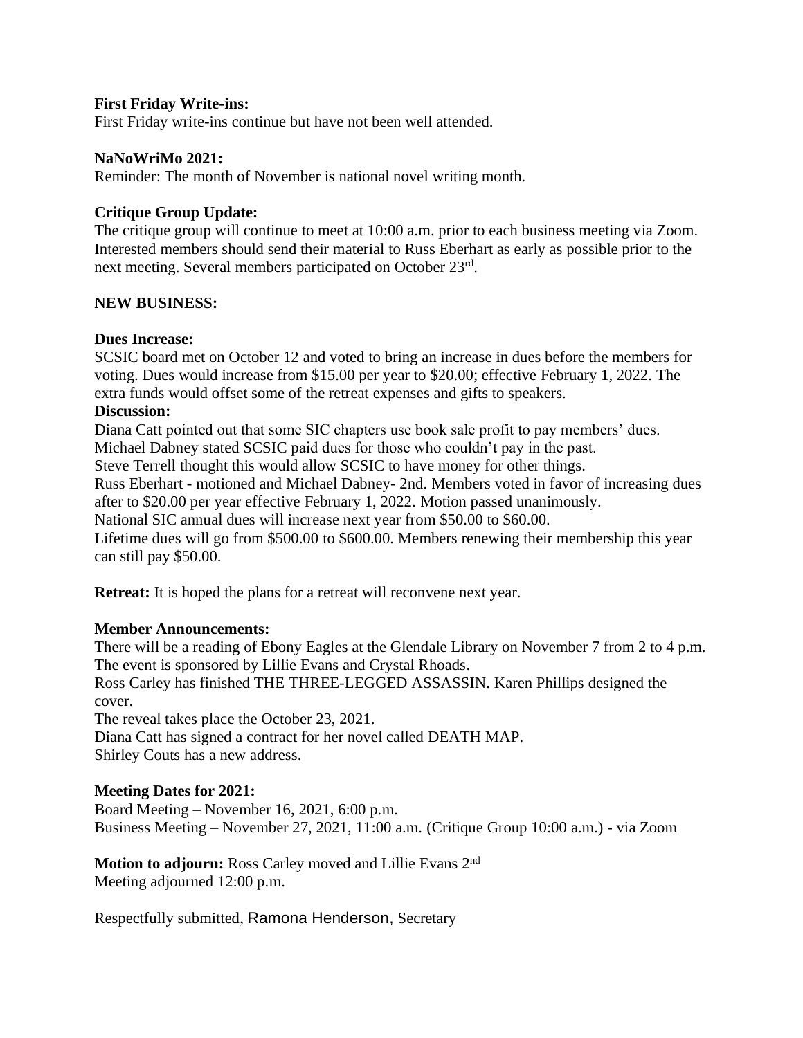**First Friday Write-ins:**
First Friday write-ins continue but have not been well attended.

**NaNoWriMo 2021:**
Reminder: The month of November is national novel writing month.

**Critique Group Update:**
The critique group will continue to meet at 10:00 a.m. prior to each business meeting via Zoom. Interested members should send their material to Russ Eberhart as early as possible prior to the next meeting. Several members participated on October 23rd.

**NEW BUSINESS:**

**Dues Increase:**
SCSIC board met on October 12 and voted to bring an increase in dues before the members for voting. Dues would increase from $15.00 per year to $20.00; effective February 1, 2022. The extra funds would offset some of the retreat expenses and gifts to speakers.

**Discussion:**
Diana Catt pointed out that some SIC chapters use book sale profit to pay members' dues.
Michael Dabney stated SCSIC paid dues for those who couldn't pay in the past.
Steve Terrell thought this would allow SCSIC to have money for other things.
Russ Eberhart - motioned and Michael Dabney- 2nd. Members voted in favor of increasing dues after to $20.00 per year effective February 1, 2022. Motion passed unanimously.
National SIC annual dues will increase next year from $50.00 to $60.00.
Lifetime dues will go from $500.00 to $600.00. Members renewing their membership this year can still pay $50.00.

**Retreat:** It is hoped the plans for a retreat will reconvene next year.

**Member Announcements:**
There will be a reading of Ebony Eagles at the Glendale Library on November 7 from 2 to 4 p.m. The event is sponsored by Lillie Evans and Crystal Rhoads.
Ross Carley has finished THE THREE-LEGGED ASSASSIN. Karen Phillips designed the cover.
The reveal takes place the October 23, 2021.
Diana Catt has signed a contract for her novel called DEATH MAP.
Shirley Couts has a new address.

**Meeting Dates for 2021:**
Board Meeting – November 16, 2021, 6:00 p.m.
Business Meeting – November 27, 2021, 11:00 a.m. (Critique Group 10:00 a.m.) - via Zoom

**Motion to adjourn:** Ross Carley moved and Lillie Evans 2nd
Meeting adjourned 12:00 p.m.

Respectfully submitted, Ramona Henderson, Secretary